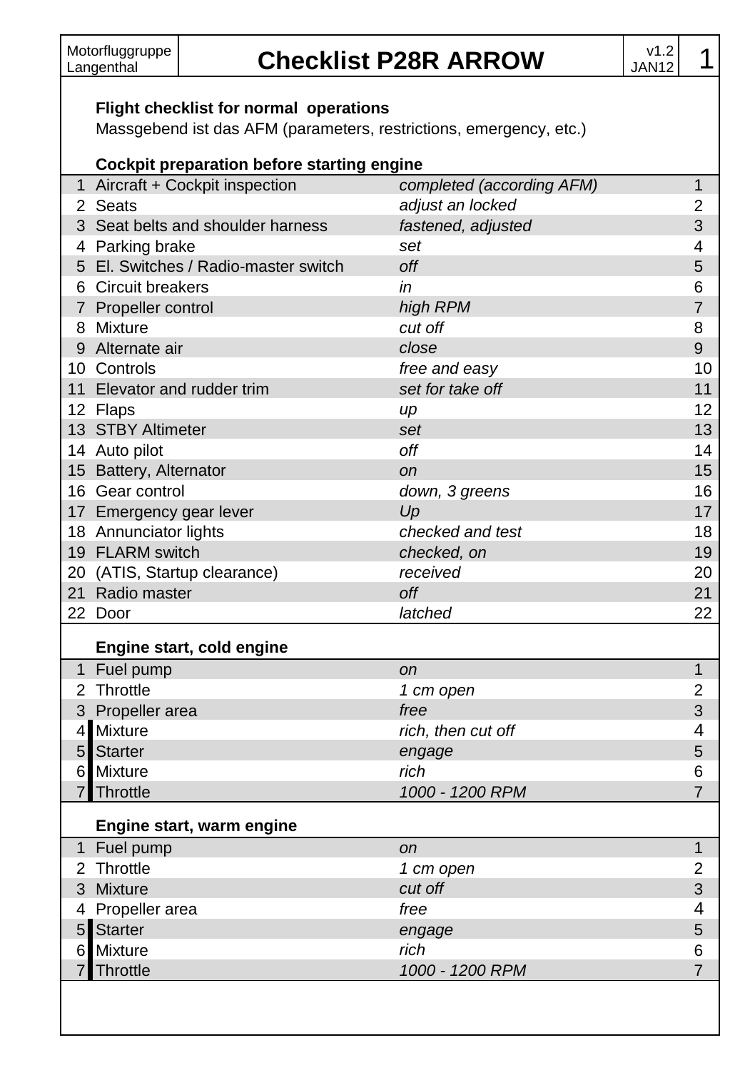| Motorfluggruppe Langenthal | **Checklist P28R ARROW** | v1.2 JAN12 | 1 |
|---|---|---|---|

**Flight checklist for normal operations**

Massgebend ist das AFM (parameters, restrictions, emergency, etc.)

### Cockpit preparation before starting engine

| # | Item | Action | # |
|---|---|---|---|
| 1 | Aircraft + Cockpit inspection | *completed (according AFM)* | 1 |
| 2 | Seats | *adjust an locked* | 2 |
| 3 | Seat belts and shoulder harness | *fastened, adjusted* | 3 |
| 4 | Parking brake | *set* | 4 |
| 5 | El. Switches / Radio-master switch | *off* | 5 |
| 6 | Circuit breakers | *in* | 6 |
| 7 | Propeller control | *high RPM* | 7 |
| 8 | Mixture | *cut off* | 8 |
| 9 | Alternate air | *close* | 9 |
| 10 | Controls | *free and easy* | 10 |
| 11 | Elevator and rudder trim | *set for take off* | 11 |
| 12 | Flaps | *up* | 12 |
| 13 | STBY Altimeter | *set* | 13 |
| 14 | Auto pilot | *off* | 14 |
| 15 | Battery, Alternator | *on* | 15 |
| 16 | Gear control | *down, 3 greens* | 16 |
| 17 | Emergency gear lever | *Up* | 17 |
| 18 | Annunciator lights | *checked and test* | 18 |
| 19 | FLARM switch | *checked, on* | 19 |
| 20 | (ATIS, Startup clearance) | *received* | 20 |
| 21 | Radio master | *off* | 21 |
| 22 | Door | *latched* | 22 |

### Engine start, cold engine

| # | Item | Action | # |
|---|---|---|---|
| 1 | Fuel pump | *on* | 1 |
| 2 | Throttle | *1 cm open* | 2 |
| 3 | Propeller area | *free* | 3 |
| 4 | Mixture | *rich, then cut off* | 4 |
| 5 | Starter | *engage* | 5 |
| 6 | Mixture | *rich* | 6 |
| 7 | Throttle | *1000 - 1200 RPM* | 7 |

### Engine start, warm engine

| # | Item | Action | # |
|---|---|---|---|
| 1 | Fuel pump | *on* | 1 |
| 2 | Throttle | *1 cm open* | 2 |
| 3 | Mixture | *cut off* | 3 |
| 4 | Propeller area | *free* | 4 |
| 5 | Starter | *engage* | 5 |
| 6 | Mixture | *rich* | 6 |
| 7 | Throttle | *1000 - 1200 RPM* | 7 |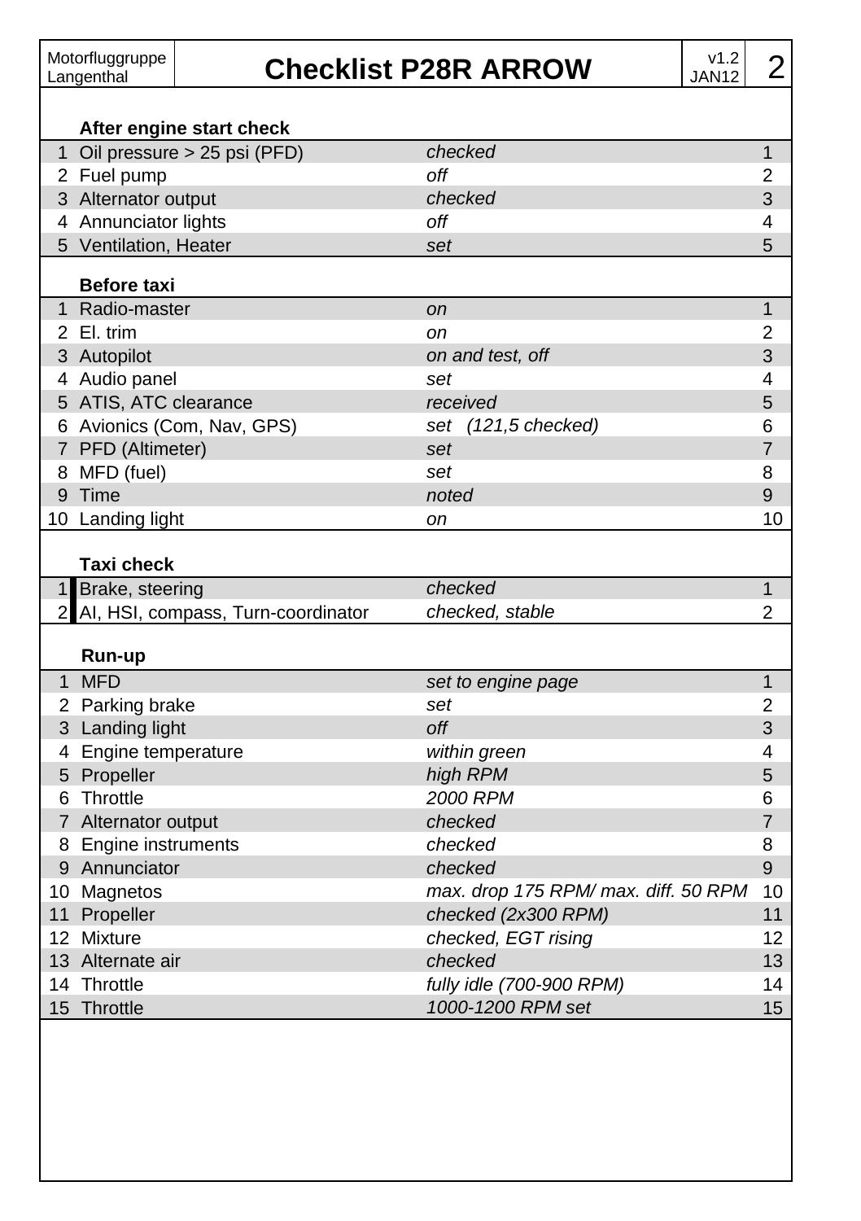| Motorfluggruppe Langenthal | **Checklist P28R ARROW** | v1.2 JAN12 |
|---|---|---|

### After engine start check

| # | Item | Action | # |
|---|---|---|---|
| 1 | Oil pressure > 25 psi (PFD) | *checked* | 1 |
| 2 | Fuel pump | *off* | 2 |
| 3 | Alternator output | *checked* | 3 |
| 4 | Annunciator lights | *off* | 4 |
| 5 | Ventilation, Heater | *set* | 5 |

### Before taxi

| # | Item | Action | # |
|---|---|---|---|
| 1 | Radio-master | *on* | 1 |
| 2 | El. trim | *on* | 2 |
| 3 | Autopilot | *on and test, off* | 3 |
| 4 | Audio panel | *set* | 4 |
| 5 | ATIS, ATC clearance | *received* | 5 |
| 6 | Avionics (Com, Nav, GPS) | *set (121,5 checked)* | 6 |
| 7 | PFD (Altimeter) | *set* | 7 |
| 8 | MFD (fuel) | *set* | 8 |
| 9 | Time | *noted* | 9 |
| 10 | Landing light | *on* | 10 |

### Taxi check

| # | Item | Action | # |
|---|---|---|---|
| 1 | Brake, steering | *checked* | 1 |
| 2 | AI, HSI, compass, Turn-coordinator | *checked, stable* | 2 |

### Run-up

| # | Item | Action | # |
|---|---|---|---|
| 1 | MFD | *set to engine page* | 1 |
| 2 | Parking brake | *set* | 2 |
| 3 | Landing light | *off* | 3 |
| 4 | Engine temperature | *within green* | 4 |
| 5 | Propeller | *high RPM* | 5 |
| 6 | Throttle | *2000 RPM* | 6 |
| 7 | Alternator output | *checked* | 7 |
| 8 | Engine instruments | *checked* | 8 |
| 9 | Annunciator | *checked* | 9 |
| 10 | Magnetos | *max. drop 175 RPM/ max. diff. 50 RPM* | 10 |
| 11 | Propeller | *checked (2x300 RPM)* | 11 |
| 12 | Mixture | *checked, EGT rising* | 12 |
| 13 | Alternate air | *checked* | 13 |
| 14 | Throttle | *fully idle (700-900 RPM)* | 14 |
| 15 | Throttle | *1000-1200 RPM set* | 15 |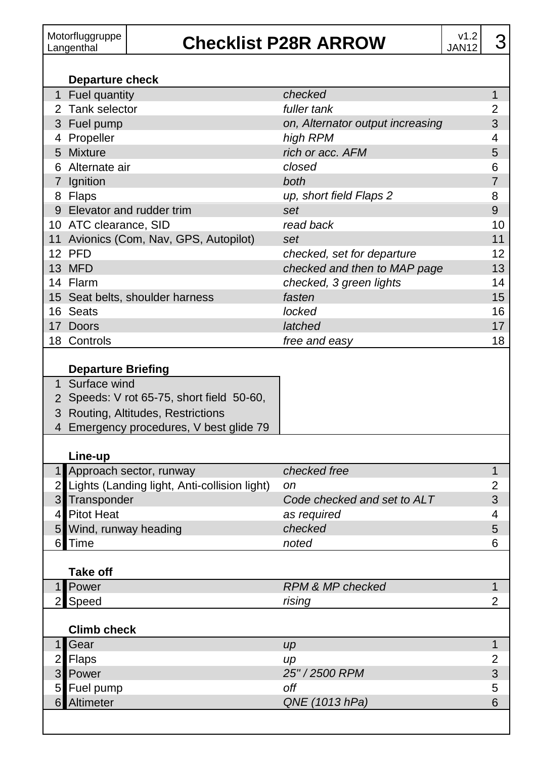# Checklist P28R ARROW

Motorfluggruppe Langenthal — v1.2 JAN12

### Departure check

| # | Item | Action | # |
|---|---|---|---|
| 1 | Fuel quantity | *checked* | 1 |
| 2 | Tank selector | *fuller tank* | 2 |
| 3 | Fuel pump | *on, Alternator output increasing* | 3 |
| 4 | Propeller | *high RPM* | 4 |
| 5 | Mixture | *rich or acc. AFM* | 5 |
| 6 | Alternate air | *closed* | 6 |
| 7 | Ignition | *both* | 7 |
| 8 | Flaps | *up, short field Flaps 2* | 8 |
| 9 | Elevator and rudder trim | *set* | 9 |
| 10 | ATC clearance, SID | *read back* | 10 |
| 11 | Avionics (Com, Nav, GPS, Autopilot) | *set* | 11 |
| 12 | PFD | *checked, set for departure* | 12 |
| 13 | MFD | *checked and then to MAP page* | 13 |
| 14 | Flarm | *checked, 3 green lights* | 14 |
| 15 | Seat belts, shoulder harness | *fasten* | 15 |
| 16 | Seats | *locked* | 16 |
| 17 | Doors | *latched* | 17 |
| 18 | Controls | *free and easy* | 18 |

### Departure Briefing

1. Surface wind
2. Speeds: V rot 65-75, short field 50-60,
3. Routing, Altitudes, Restrictions
4. Emergency procedures, V best glide 79

### Line-up

| # | Item | Action | # |
|---|---|---|---|
| 1 | Approach sector, runway | *checked free* | 1 |
| 2 | Lights (Landing light, Anti-collision light) | *on* | 2 |
| 3 | Transponder | *Code checked and set to ALT* | 3 |
| 4 | Pitot Heat | *as required* | 4 |
| 5 | Wind, runway heading | *checked* | 5 |
| 6 | Time | *noted* | 6 |

### Take off

| # | Item | Action | # |
|---|---|---|---|
| 1 | Power | *RPM & MP checked* | 1 |
| 2 | Speed | *rising* | 2 |

### Climb check

| # | Item | Action | # |
|---|---|---|---|
| 1 | Gear | *up* | 1 |
| 2 | Flaps | *up* | 2 |
| 3 | Power | *25'' / 2500 RPM* | 3 |
| 5 | Fuel pump | *off* | 5 |
| 6 | Altimeter | *QNE (1013 hPa)* | 6 |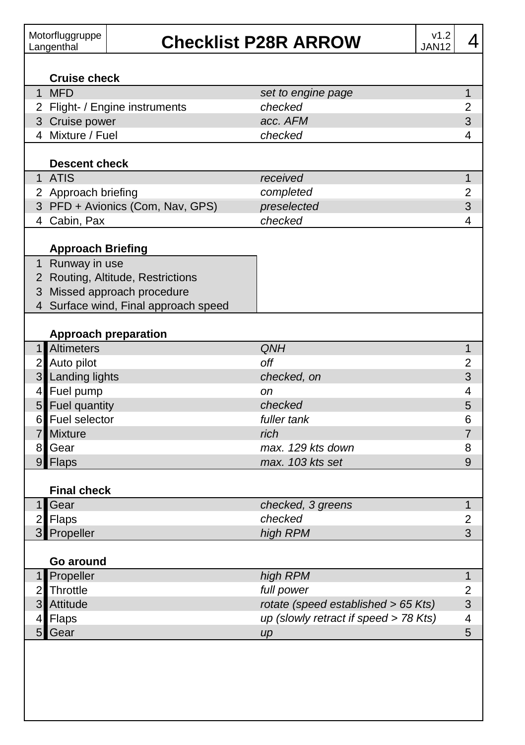| Motorfluggruppe Langenthal | Checklist P28R ARROW | v1.2 JAN12 |
|---|---|---|

### Cruise check

| # | Item | Action | # |
|---|---|---|---|
| 1 | MFD | *set to engine page* | 1 |
| 2 | Flight- / Engine instruments | *checked* | 2 |
| 3 | Cruise power | *acc. AFM* | 3 |
| 4 | Mixture / Fuel | *checked* | 4 |

### Descent check

| # | Item | Action | # |
|---|---|---|---|
| 1 | ATIS | *received* | 1 |
| 2 | Approach briefing | *completed* | 2 |
| 3 | PFD + Avionics (Com, Nav, GPS) | *preselected* | 3 |
| 4 | Cabin, Pax | *checked* | 4 |

### Approach Briefing

| # | Item |
|---|---|
| 1 | Runway in use |
| 2 | Routing, Altitude, Restrictions |
| 3 | Missed approach procedure |
| 4 | Surface wind, Final approach speed |

### Approach preparation

| # | Item | Action | # |
|---|---|---|---|
| 1 | Altimeters | *QNH* | 1 |
| 2 | Auto pilot | *off* | 2 |
| 3 | Landing lights | *checked, on* | 3 |
| 4 | Fuel pump | *on* | 4 |
| 5 | Fuel quantity | *checked* | 5 |
| 6 | Fuel selector | *fuller tank* | 6 |
| 7 | Mixture | *rich* | 7 |
| 8 | Gear | *max. 129 kts down* | 8 |
| 9 | Flaps | *max. 103 kts set* | 9 |

### Final check

| # | Item | Action | # |
|---|---|---|---|
| 1 | Gear | *checked, 3 greens* | 1 |
| 2 | Flaps | *checked* | 2 |
| 3 | Propeller | *high RPM* | 3 |

### Go around

| # | Item | Action | # |
|---|---|---|---|
| 1 | Propeller | *high RPM* | 1 |
| 2 | Throttle | *full power* | 2 |
| 3 | Attitude | *rotate (speed established > 65 Kts)* | 3 |
| 4 | Flaps | *up (slowly retract if speed > 78 Kts)* | 4 |
| 5 | Gear | *up* | 5 |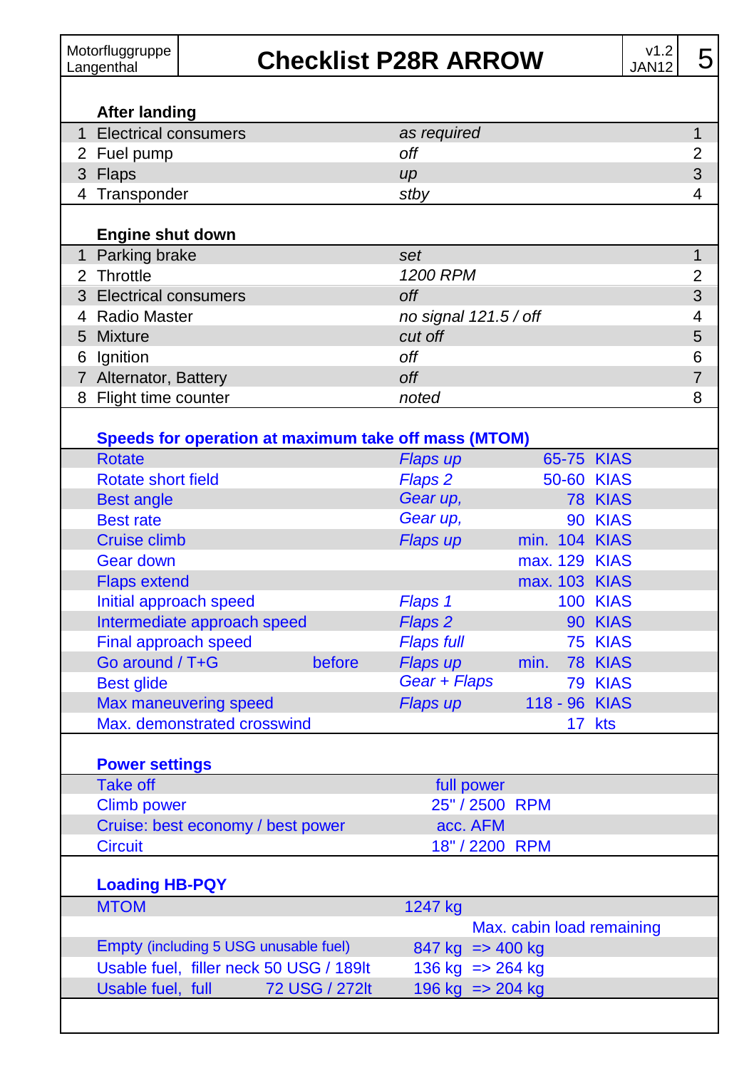# Checklist P28R ARROW

Motorfluggruppe Langenthal — v1.2 JAN12

## After landing

| # | Item | Action | # |
|---|---|---|---|
| 1 | Electrical consumers | *as required* | 1 |
| 2 | Fuel pump | *off* | 2 |
| 3 | Flaps | *up* | 3 |
| 4 | Transponder | *stby* | 4 |

## Engine shut down

| # | Item | Action | # |
|---|---|---|---|
| 1 | Parking brake | *set* | 1 |
| 2 | Throttle | *1200 RPM* | 2 |
| 3 | Electrical consumers | *off* | 3 |
| 4 | Radio Master | *no signal 121.5 / off* | 4 |
| 5 | Mixture | *cut off* | 5 |
| 6 | Ignition | *off* | 6 |
| 7 | Alternator, Battery | *off* | 7 |
| 8 | Flight time counter | *noted* | 8 |

## Speeds for operation at maximum take off mass (MTOM)

| Speed | | Configuration | Value | Unit |
|---|---|---|---|---|
| Rotate | | *Flaps up* | 65-75 | KIAS |
| Rotate short field | | *Flaps 2* | 50-60 | KIAS |
| Best angle | | *Gear up,* | 78 | KIAS |
| Best rate | | *Gear up,* | 90 | KIAS |
| Cruise climb | | *Flaps up* | min. 104 | KIAS |
| Gear down | | | max. 129 | KIAS |
| Flaps extend | | | max. 103 | KIAS |
| Initial approach speed | | *Flaps 1* | 100 | KIAS |
| Intermediate approach speed | | *Flaps 2* | 90 | KIAS |
| Final approach speed | | *Flaps full* | 75 | KIAS |
| Go around / T+G | before | *Flaps up* | min. 78 | KIAS |
| Best glide | | *Gear + Flaps* | 79 | KIAS |
| Max maneuvering speed | | *Flaps up* | 118 - 96 | KIAS |
| Max. demonstrated crosswind | | | 17 | kts |

## Power settings

| Setting | Value |
|---|---|
| Take off | full power |
| Climb power | 25" / 2500 RPM |
| Cruise: best economy / best power | acc. AFM |
| Circuit | 18" / 2200 RPM |

## Loading HB-PQY

| Item | Mass | Max. cabin load remaining |
|---|---|---|
| MTOM | 1247 kg | |
| Empty (including 5 USG unusable fuel) | 847 kg | => 400 kg |
| Usable fuel, filler neck 50 USG / 189lt | 136 kg | => 264 kg |
| Usable fuel, full 72 USG / 272lt | 196 kg | => 204 kg |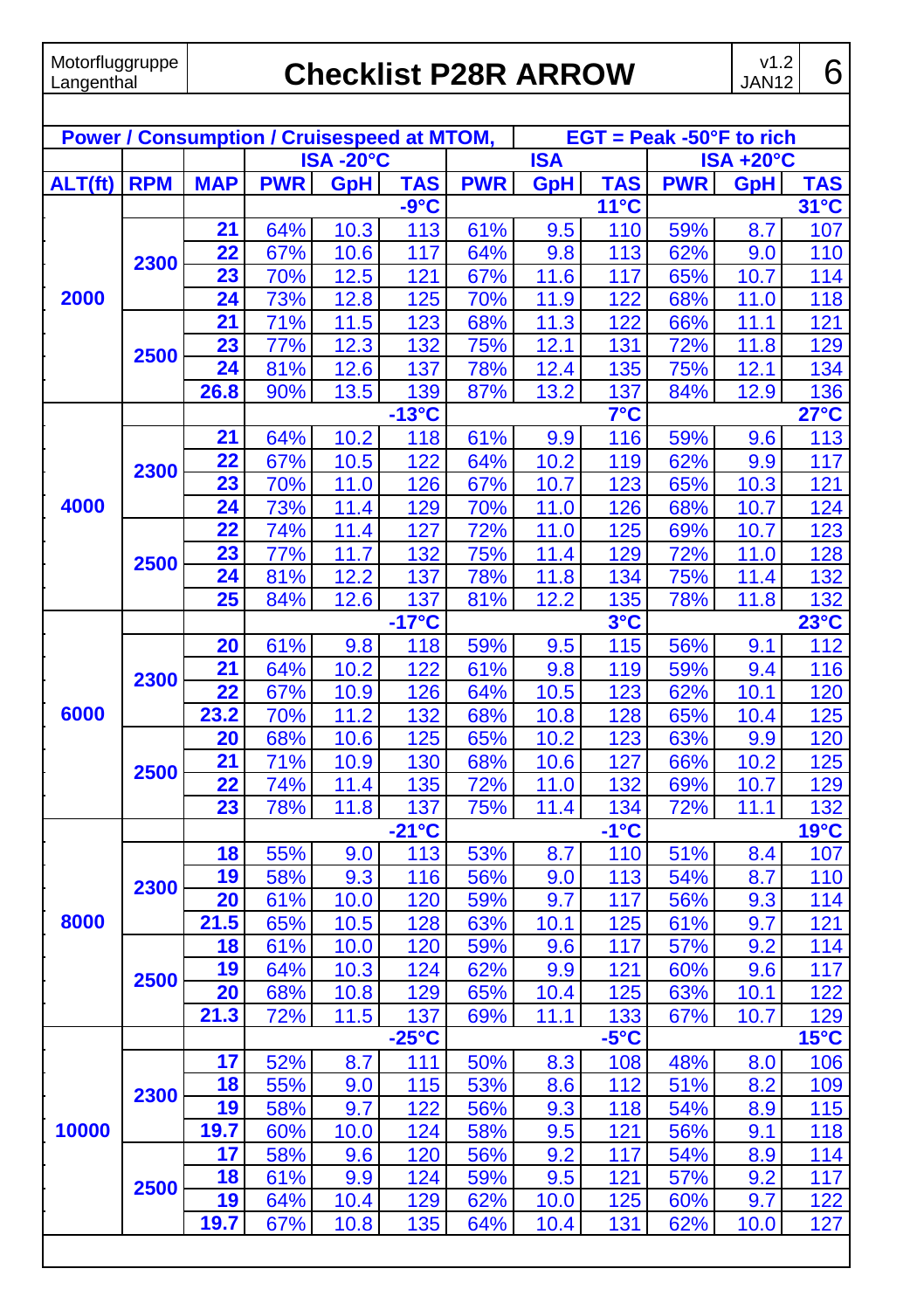Motorfluggruppe Langenthal

# Checklist P28R ARROW

v1.2 JAN12

## Power / Consumption / Cruisespeed at MTOM, EGT = Peak -50°F to rich

| ALT(ft) | RPM | MAP | ISA -20°C | | | ISA | | | ISA +20°C | | |
|---|---|---|---|---|---|---|---|---|---|---|---|
| | | | PWR | GpH | TAS | PWR | GpH | TAS | PWR | GpH | TAS |
| 2000 | | | | | -9°C | | | 11°C | | | 31°C |
| | 2300 | 21 | 64% | 10.3 | 113 | 61% | 9.5 | 110 | 59% | 8.7 | 107 |
| | | 22 | 67% | 10.6 | 117 | 64% | 9.8 | 113 | 62% | 9.0 | 110 |
| | | 23 | 70% | 12.5 | 121 | 67% | 11.6 | 117 | 65% | 10.7 | 114 |
| | | 24 | 73% | 12.8 | 125 | 70% | 11.9 | 122 | 68% | 11.0 | 118 |
| | 2500 | 21 | 71% | 11.5 | 123 | 68% | 11.3 | 122 | 66% | 11.1 | 121 |
| | | 23 | 77% | 12.3 | 132 | 75% | 12.1 | 131 | 72% | 11.8 | 129 |
| | | 24 | 81% | 12.6 | 137 | 78% | 12.4 | 135 | 75% | 12.1 | 134 |
| | | 26.8 | 90% | 13.5 | 139 | 87% | 13.2 | 137 | 84% | 12.9 | 136 |
| 4000 | | | | | -13°C | | | 7°C | | | 27°C |
| | 2300 | 21 | 64% | 10.2 | 118 | 61% | 9.9 | 116 | 59% | 9.6 | 113 |
| | | 22 | 67% | 10.5 | 122 | 64% | 10.2 | 119 | 62% | 9.9 | 117 |
| | | 23 | 70% | 11.0 | 126 | 67% | 10.7 | 123 | 65% | 10.3 | 121 |
| | | 24 | 73% | 11.4 | 129 | 70% | 11.0 | 126 | 68% | 10.7 | 124 |
| | 2500 | 22 | 74% | 11.4 | 127 | 72% | 11.0 | 125 | 69% | 10.7 | 123 |
| | | 23 | 77% | 11.7 | 132 | 75% | 11.4 | 129 | 72% | 11.0 | 128 |
| | | 24 | 81% | 12.2 | 137 | 78% | 11.8 | 134 | 75% | 11.4 | 132 |
| | | 25 | 84% | 12.6 | 137 | 81% | 12.2 | 135 | 78% | 11.8 | 132 |
| 6000 | | | | | -17°C | | | 3°C | | | 23°C |
| | 2300 | 20 | 61% | 9.8 | 118 | 59% | 9.5 | 115 | 56% | 9.1 | 112 |
| | | 21 | 64% | 10.2 | 122 | 61% | 9.8 | 119 | 59% | 9.4 | 116 |
| | | 22 | 67% | 10.9 | 126 | 64% | 10.5 | 123 | 62% | 10.1 | 120 |
| | | 23.2 | 70% | 11.2 | 132 | 68% | 10.8 | 128 | 65% | 10.4 | 125 |
| | 2500 | 20 | 68% | 10.6 | 125 | 65% | 10.2 | 123 | 63% | 9.9 | 120 |
| | | 21 | 71% | 10.9 | 130 | 68% | 10.6 | 127 | 66% | 10.2 | 125 |
| | | 22 | 74% | 11.4 | 135 | 72% | 11.0 | 132 | 69% | 10.7 | 129 |
| | | 23 | 78% | 11.8 | 137 | 75% | 11.4 | 134 | 72% | 11.1 | 132 |
| 8000 | | | | | -21°C | | | -1°C | | | 19°C |
| | 2300 | 18 | 55% | 9.0 | 113 | 53% | 8.7 | 110 | 51% | 8.4 | 107 |
| | | 19 | 58% | 9.3 | 116 | 56% | 9.0 | 113 | 54% | 8.7 | 110 |
| | | 20 | 61% | 10.0 | 120 | 59% | 9.7 | 117 | 56% | 9.3 | 114 |
| | | 21.5 | 65% | 10.5 | 128 | 63% | 10.1 | 125 | 61% | 9.7 | 121 |
| | 2500 | 18 | 61% | 10.0 | 120 | 59% | 9.6 | 117 | 57% | 9.2 | 114 |
| | | 19 | 64% | 10.3 | 124 | 62% | 9.9 | 121 | 60% | 9.6 | 117 |
| | | 20 | 68% | 10.8 | 129 | 65% | 10.4 | 125 | 63% | 10.1 | 122 |
| | | 21.3 | 72% | 11.5 | 137 | 69% | 11.1 | 133 | 67% | 10.7 | 129 |
| 10000 | | | | | -25°C | | | -5°C | | | 15°C |
| | 2300 | 17 | 52% | 8.7 | 111 | 50% | 8.3 | 108 | 48% | 8.0 | 106 |
| | | 18 | 55% | 9.0 | 115 | 53% | 8.6 | 112 | 51% | 8.2 | 109 |
| | | 19 | 58% | 9.7 | 122 | 56% | 9.3 | 118 | 54% | 8.9 | 115 |
| | | 19.7 | 60% | 10.0 | 124 | 58% | 9.5 | 121 | 56% | 9.1 | 118 |
| | 2500 | 17 | 58% | 9.6 | 120 | 56% | 9.2 | 117 | 54% | 8.9 | 114 |
| | | 18 | 61% | 9.9 | 124 | 59% | 9.5 | 121 | 57% | 9.2 | 117 |
| | | 19 | 64% | 10.4 | 129 | 62% | 10.0 | 125 | 60% | 9.7 | 122 |
| | | 19.7 | 67% | 10.8 | 135 | 64% | 10.4 | 131 | 62% | 10.0 | 127 |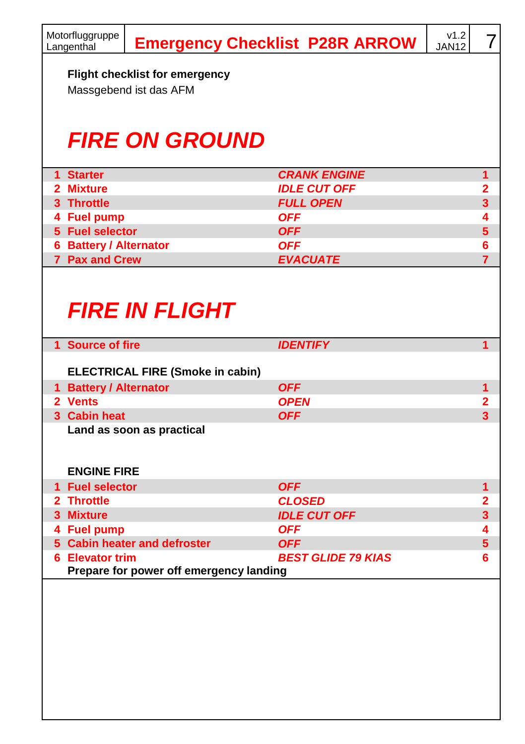**Flight checklist for emergency**

Massgebend ist das AFM

# FIRE ON GROUND

| | | | |
|---|---|---|---|
| 1 | Starter | *CRANK ENGINE* | 1 |
| 2 | Mixture | *IDLE CUT OFF* | 2 |
| 3 | Throttle | *FULL OPEN* | 3 |
| 4 | Fuel pump | *OFF* | 4 |
| 5 | Fuel selector | *OFF* | 5 |
| 6 | Battery / Alternator | *OFF* | 6 |
| 7 | Pax and Crew | *EVACUATE* | 7 |

# FIRE IN FLIGHT

| | | | |
|---|---|---|---|
| 1 | Source of fire | *IDENTIFY* | 1 |

**ELECTRICAL FIRE (Smoke in cabin)**

| | | | |
|---|---|---|---|
| 1 | Battery / Alternator | *OFF* | 1 |
| 2 | Vents | *OPEN* | 2 |
| 3 | Cabin heat | *OFF* | 3 |

**Land as soon as practical**

**ENGINE FIRE**

| | | | |
|---|---|---|---|
| 1 | Fuel selector | *OFF* | 1 |
| 2 | Throttle | *CLOSED* | 2 |
| 3 | Mixture | *IDLE CUT OFF* | 3 |
| 4 | Fuel pump | *OFF* | 4 |
| 5 | Cabin heater and defroster | *OFF* | 5 |
| 6 | Elevator trim | *BEST GLIDE 79 KIAS* | 6 |

**Prepare for power off emergency landing**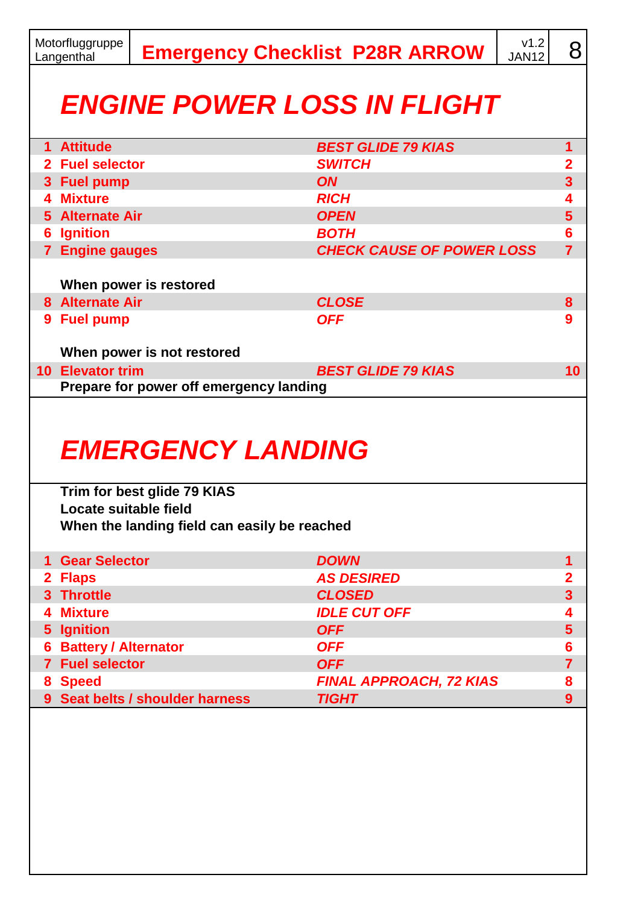# ENGINE POWER LOSS IN FLIGHT

| # | Item | Action | # |
|---|---|---|---|
| 1 | Attitude | *BEST GLIDE 79 KIAS* | 1 |
| 2 | Fuel selector | *SWITCH* | 2 |
| 3 | Fuel pump | *ON* | 3 |
| 4 | Mixture | *RICH* | 4 |
| 5 | Alternate Air | *OPEN* | 5 |
| 6 | Ignition | *BOTH* | 6 |
| 7 | Engine gauges | *CHECK CAUSE OF POWER LOSS* | 7 |

**When power is restored**

| # | Item | Action | # |
|---|---|---|---|
| 8 | Alternate Air | *CLOSE* | 8 |
| 9 | Fuel pump | *OFF* | 9 |

**When power is not restored**

| # | Item | Action | # |
|---|---|---|---|
| 10 | Elevator trim | *BEST GLIDE 79 KIAS* | 10 |

**Prepare for power off emergency landing**

# EMERGENCY LANDING

**Trim for best glide 79 KIAS**
**Locate suitable field**
**When the landing field can easily be reached**

| # | Item | Action | # |
|---|---|---|---|
| 1 | Gear Selector | *DOWN* | 1 |
| 2 | Flaps | *AS DESIRED* | 2 |
| 3 | Throttle | *CLOSED* | 3 |
| 4 | Mixture | *IDLE CUT OFF* | 4 |
| 5 | Ignition | *OFF* | 5 |
| 6 | Battery / Alternator | *OFF* | 6 |
| 7 | Fuel selector | *OFF* | 7 |
| 8 | Speed | *FINAL APPROACH, 72 KIAS* | 8 |
| 9 | Seat belts / shoulder harness | *TIGHT* | 9 |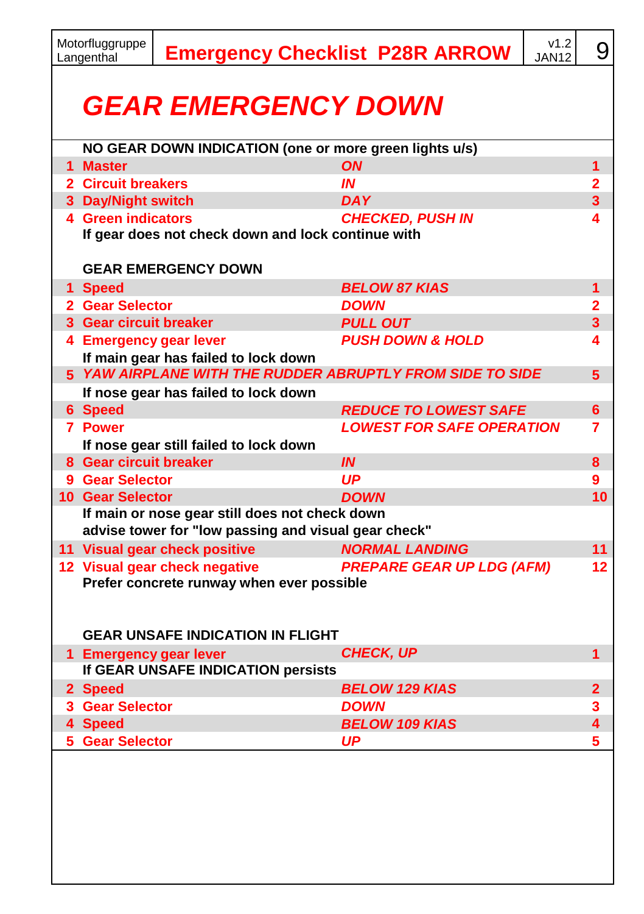# GEAR EMERGENCY DOWN

**NO GEAR DOWN INDICATION (one or more green lights u/s)**

| # | Item | Action | # |
|---|---|---|---|
| 1 | Master | *ON* | 1 |
| 2 | Circuit breakers | *IN* | 2 |
| 3 | Day/Night switch | *DAY* | 3 |
| 4 | Green indicators | *CHECKED, PUSH IN* | 4 |

**If gear does not check down and lock continue with**

**GEAR EMERGENCY DOWN**

| # | Item | Action | # |
|---|---|---|---|
| 1 | Speed | *BELOW 87 KIAS* | 1 |
| 2 | Gear Selector | *DOWN* | 2 |
| 3 | Gear circuit breaker | *PULL OUT* | 3 |
| 4 | Emergency gear lever | *PUSH DOWN & HOLD* | 4 |
| | **If main gear has failed to lock down** | | |
| 5 | *YAW AIRPLANE WITH THE RUDDER ABRUPTLY FROM SIDE TO SIDE* | | 5 |
| | **If nose gear has failed to lock down** | | |
| 6 | Speed | *REDUCE TO LOWEST SAFE* | 6 |
| 7 | Power | *LOWEST FOR SAFE OPERATION* | 7 |
| | **If nose gear still failed to lock down** | | |
| 8 | Gear circuit breaker | *IN* | 8 |
| 9 | Gear Selector | *UP* | 9 |
| 10 | Gear Selector | *DOWN* | 10 |
| | **If main or nose gear still does not check down advise tower for "low passing and visual gear check"** | | |
| 11 | Visual gear check positive | *NORMAL LANDING* | 11 |
| 12 | Visual gear check negative | *PREPARE GEAR UP LDG (AFM)* | 12 |

**Prefer concrete runway when ever possible**

**GEAR UNSAFE INDICATION IN FLIGHT**

| # | Item | Action | # |
|---|---|---|---|
| 1 | Emergency gear lever | *CHECK, UP* | 1 |
| | **If GEAR UNSAFE INDICATION persists** | | |
| 2 | Speed | *BELOW 129 KIAS* | 2 |
| 3 | Gear Selector | *DOWN* | 3 |
| 4 | Speed | *BELOW 109 KIAS* | 4 |
| 5 | Gear Selector | *UP* | 5 |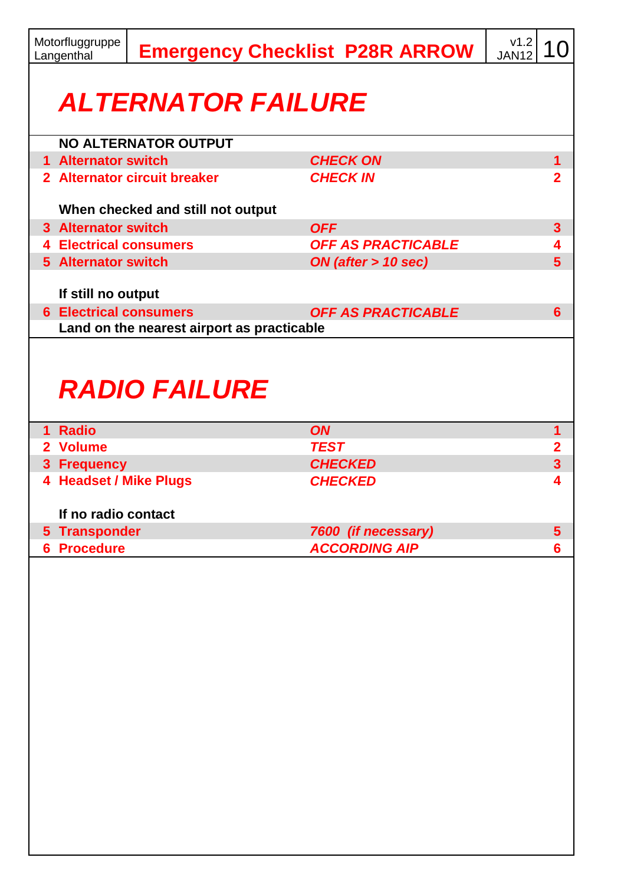| Motorfluggruppe Langenthal | Emergency Checklist  P28R ARROW | v1.2 JAN12 | 10 |
|---|---|---|---|

# ALTERNATOR FAILURE

**NO ALTERNATOR OUTPUT**

| | | | |
|---|---|---|---|
| 1 | Alternator switch | *CHECK ON* | 1 |
| 2 | Alternator circuit breaker | *CHECK IN* | 2 |

**When checked and still not output**

| | | | |
|---|---|---|---|
| 3 | Alternator switch | *OFF* | 3 |
| 4 | Electrical consumers | *OFF AS PRACTICABLE* | 4 |
| 5 | Alternator switch | *ON (after > 10 sec)* | 5 |

**If still no output**

| | | | |
|---|---|---|---|
| 6 | Electrical consumers | *OFF AS PRACTICABLE* | 6 |

**Land on the nearest airport as practicable**

# RADIO FAILURE

| | | | |
|---|---|---|---|
| 1 | Radio | *ON* | 1 |
| 2 | Volume | *TEST* | 2 |
| 3 | Frequency | *CHECKED* | 3 |
| 4 | Headset / Mike Plugs | *CHECKED* | 4 |

**If no radio contact**

| | | | |
|---|---|---|---|
| 5 | Transponder | *7600  (if necessary)* | 5 |
| 6 | Procedure | *ACCORDING AIP* | 6 |